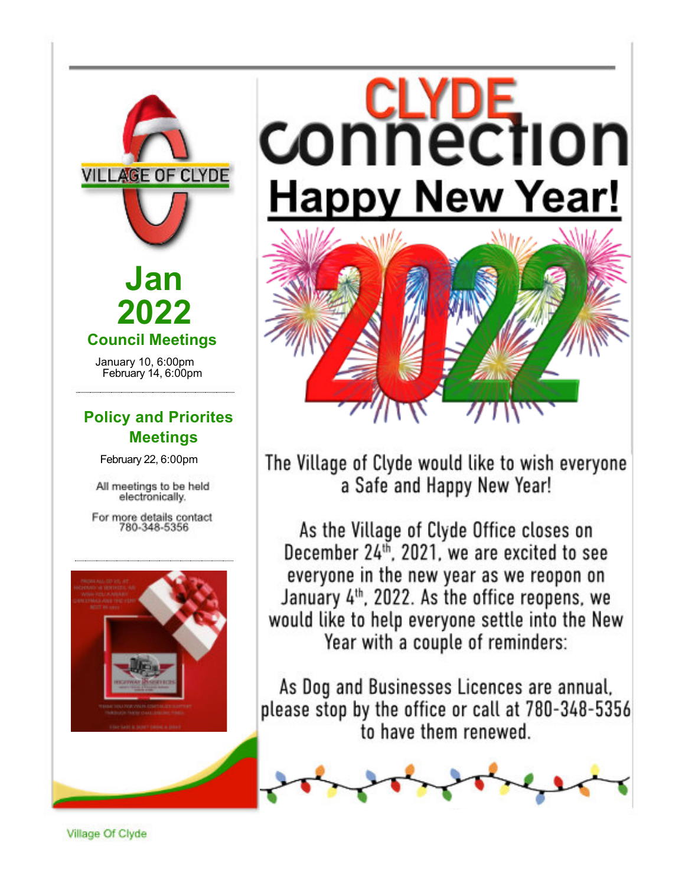# CLYDE connection

## Happy New Year!

The Village of Clyde would like to wish everyone a Safe and Happy New Year!

As the Village of Clyde Office closes on December 24th, 2021, we are excited to see everyone in the new year as we reopen on January 4th, 2022. As the office reopens, we would like to help everyone settle into the New Year with a couple of reminders:

As Dog and Businesses Licences are annual, please stop by the office or call at 780-348-5356 to have them renewed.

VILLAGE OF CLYDE

**Jan 2022**

### Council Meetings

January 10, 6:00pm
February 14, 6:00pm

### Policy and Priorites Meetings

February 22, 6:00pm

All meetings to be held electronically.

For more details contact 780-348-5356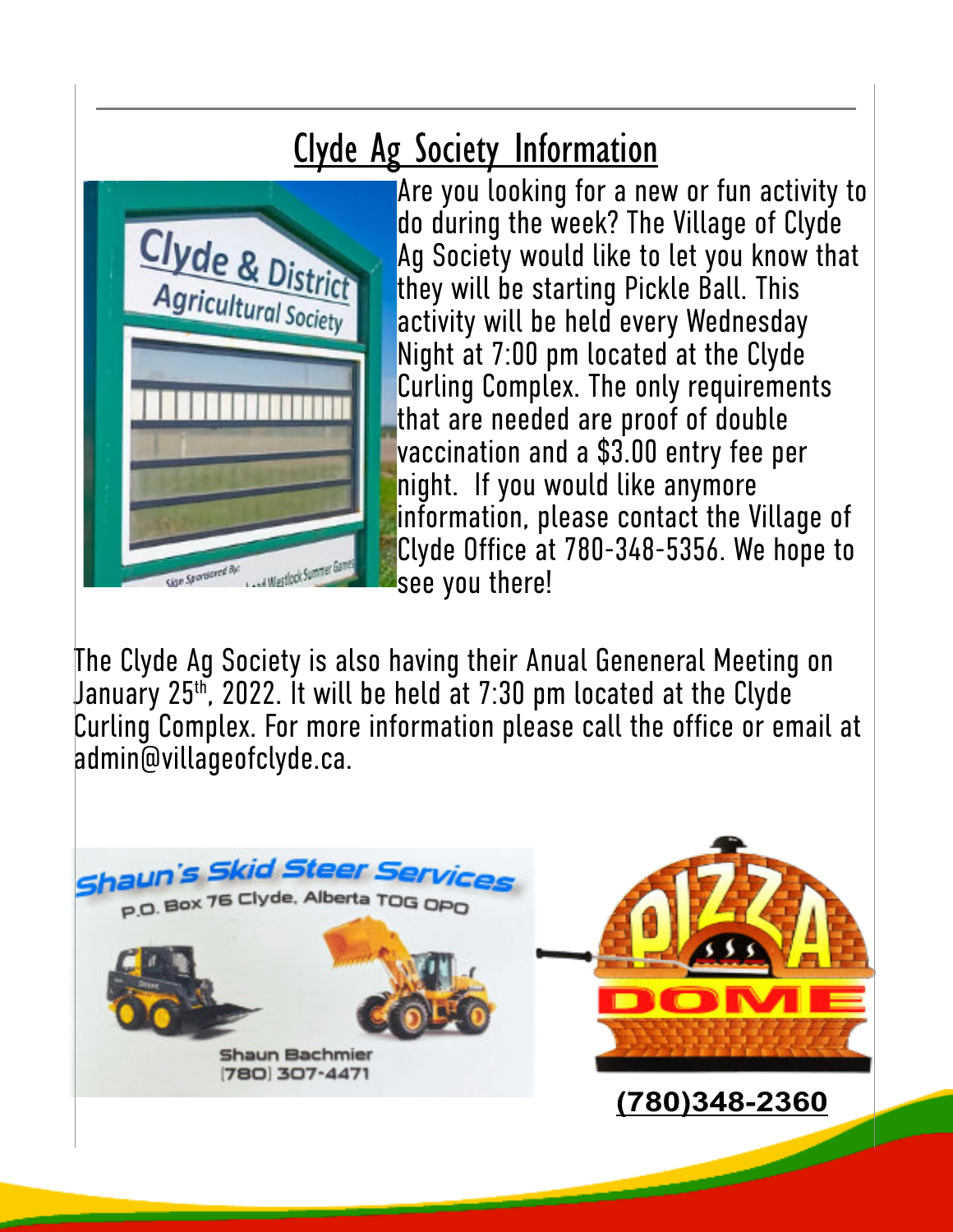## Clyde Ag Society Information

Are you looking for a new or fun activity to do during the week? The Village of Clyde Ag Society would like to let you know that they will be starting Pickle Ball. This activity will be held every Wednesday Night at 7:00 pm located at the Clyde Curling Complex. The only requirements that are needed are proof of double vaccination and a $3.00 entry fee per night. If you would like anymore information, please contact the Village of Clyde Office at 780-348-5356. We hope to see you there!

The Clyde Ag Society is also having their Anual Geneneral Meeting on January 25th, 2022. It will be held at 7:30 pm located at the Clyde Curling Complex. For more information please call the office or email at admin@villageofclyde.ca.

Shaun's Skid Steer Services
P.O. Box 76 Clyde, Alberta T0G 0P0
Shaun Bachmier
(780) 307-4471

PIZZA DOME
(780)348-2360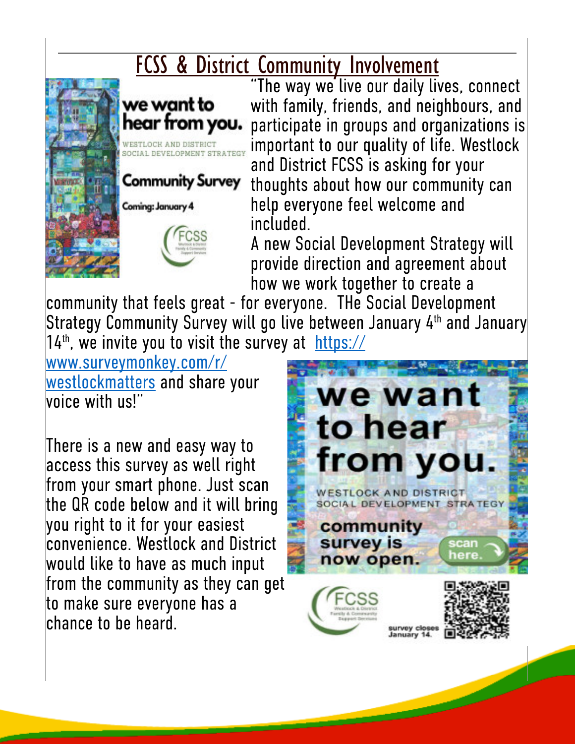## FCSS & District Community Involvement

we want to hear from you.

WESTLOCK AND DISTRICT SOCIAL DEVELOPMENT STRATEGY

Community Survey

Coming: January 4

"The way we live our daily lives, connect with family, friends, and neighbours, and participate in groups and organizations is important to our quality of life. Westlock and District FCSS is asking for your thoughts about how our community can help everyone feel welcome and included.

A new Social Development Strategy will provide direction and agreement about how we work together to create a community that feels great - for everyone. THe Social Development Strategy Community Survey will go live between January 4th and January 14th, we invite you to visit the survey at https://www.surveymonkey.com/r/westlockmatters and share your voice with us!"

There is a new and easy way to access this survey as well right from your smart phone. Just scan the QR code below and it will bring you right to it for your easiest convenience. Westlock and District would like to have as much input from the community as they can get to make sure everyone has a chance to be heard.

we want to hear from you.

WESTLOCK AND DISTRICT SOCIAL DEVELOPMENT STRATEGY

community survey is now open.

scan here.

survey closes January 14.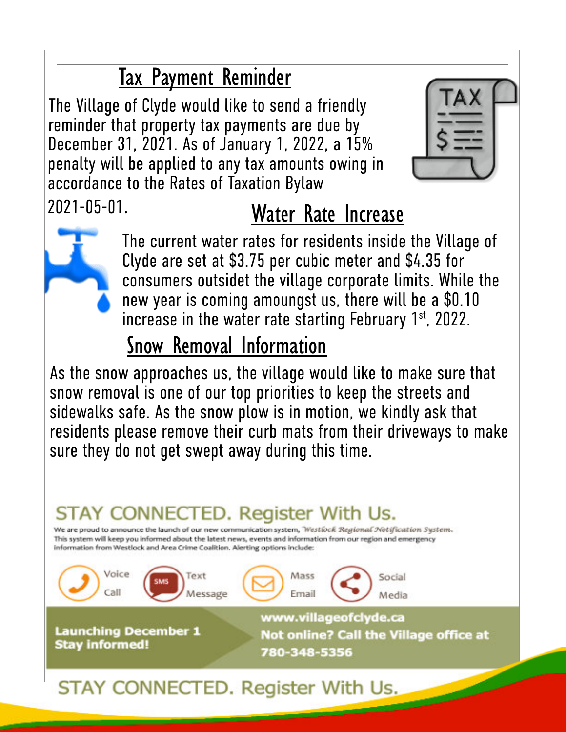## Tax Payment Reminder

The Village of Clyde would like to send a friendly reminder that property tax payments are due by December 31, 2021. As of January 1, 2022, a 15% penalty will be applied to any tax amounts owing in accordance to the Rates of Taxation Bylaw 2021-05-01.

## Water Rate Increase

The current water rates for residents inside the Village of Clyde are set at $3.75 per cubic meter and $4.35 for consumers outsidet the village corporate limits. While the new year is coming amoungst us, there will be a $0.10 increase in the water rate starting February 1st, 2022.

## Snow Removal Information

As the snow approaches us, the village would like to make sure that snow removal is one of our top priorities to keep the streets and sidewalks safe. As the snow plow is in motion, we kindly ask that residents please remove their curb mats from their driveways to make sure they do not get swept away during this time.

## STAY CONNECTED. Register With Us.

We are proud to announce the launch of our new communication system, *Westlock Regional Notification System*. This system will keep you informed about the latest news, events and information from our region and emergency information from Westlock and Area Crime Coalition. Alerting options include:

- Voice Call
- Text Message
- Mass Email
- Social Media

**Launching December 1**
**Stay informed!**

**www.villageofclyde.ca**
**Not online? Call the Village office at 780-348-5356**

STAY CONNECTED. Register With Us.